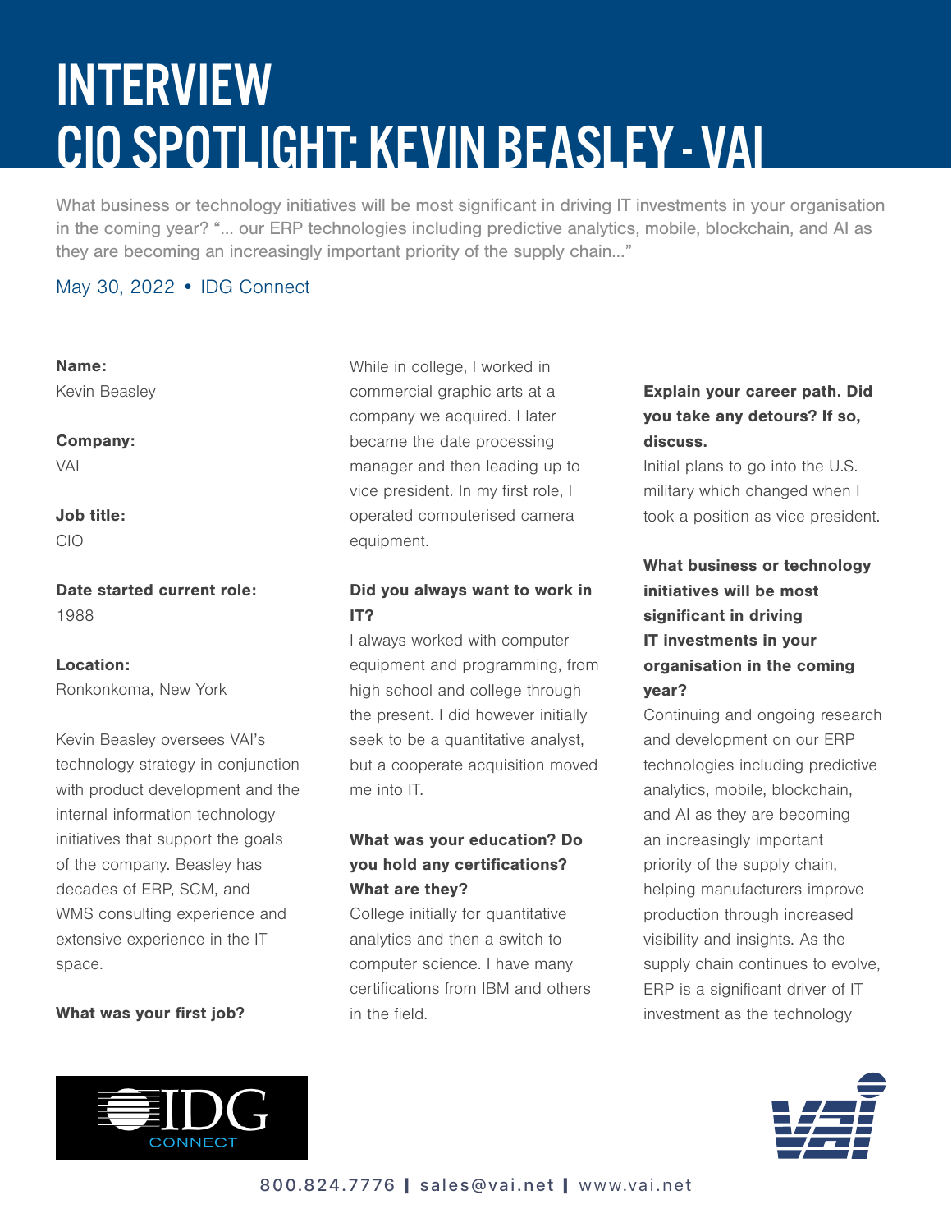# INTERVIEW
# CIO SPOTLIGHT: KEVIN BEASLEY - VAI

What business or technology initiatives will be most significant in driving IT investments in your organisation in the coming year? "... our ERP technologies including predictive analytics, mobile, blockchain, and AI as they are becoming an increasingly important priority of the supply chain..."

May 30, 2022 • IDG Connect

**Name:**
Kevin Beasley

**Company:**
VAI

**Job title:**
CIO

**Date started current role:**
1988

**Location:**
Ronkonkoma, New York

Kevin Beasley oversees VAI's technology strategy in conjunction with product development and the internal information technology initiatives that support the goals of the company. Beasley has decades of ERP, SCM, and WMS consulting experience and extensive experience in the IT space.

**What was your first job?**

While in college, I worked in commercial graphic arts at a company we acquired. I later became the date processing manager and then leading up to vice president. In my first role, I operated computerised camera equipment.

**Did you always want to work in IT?**

I always worked with computer equipment and programming, from high school and college through the present. I did however initially seek to be a quantitative analyst, but a cooperate acquisition moved me into IT.

**What was your education? Do you hold any certifications? What are they?**

College initially for quantitative analytics and then a switch to computer science. I have many certifications from IBM and others in the field.

**Explain your career path. Did you take any detours? If so, discuss.**

Initial plans to go into the U.S. military which changed when I took a position as vice president.

**What business or technology initiatives will be most significant in driving IT investments in your organisation in the coming year?**

Continuing and ongoing research and development on our ERP technologies including predictive analytics, mobile, blockchain, and AI as they are becoming an increasingly important priority of the supply chain, helping manufacturers improve production through increased visibility and insights. As the supply chain continues to evolve, ERP is a significant driver of IT investment as the technology

800.824.7776 | sales@vai.net | www.vai.net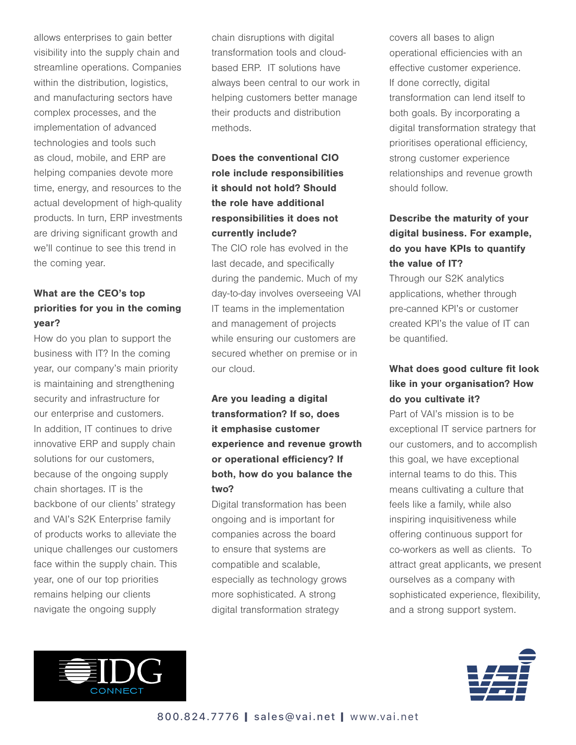allows enterprises to gain better visibility into the supply chain and streamline operations. Companies within the distribution, logistics, and manufacturing sectors have complex processes, and the implementation of advanced technologies and tools such as cloud, mobile, and ERP are helping companies devote more time, energy, and resources to the actual development of high-quality products. In turn, ERP investments are driving significant growth and we'll continue to see this trend in the coming year.

**What are the CEO's top priorities for you in the coming year?**

How do you plan to support the business with IT? In the coming year, our company's main priority is maintaining and strengthening security and infrastructure for our enterprise and customers. In addition, IT continues to drive innovative ERP and supply chain solutions for our customers, because of the ongoing supply chain shortages. IT is the backbone of our clients' strategy and VAI's S2K Enterprise family of products works to alleviate the unique challenges our customers face within the supply chain. This year, one of our top priorities remains helping our clients navigate the ongoing supply chain disruptions with digital transformation tools and cloud-based ERP. IT solutions have always been central to our work in helping customers better manage their products and distribution methods.

**Does the conventional CIO role include responsibilities it should not hold? Should the role have additional responsibilities it does not currently include?**

The CIO role has evolved in the last decade, and specifically during the pandemic. Much of my day-to-day involves overseeing VAI IT teams in the implementation and management of projects while ensuring our customers are secured whether on premise or in our cloud.

**Are you leading a digital transformation? If so, does it emphasise customer experience and revenue growth or operational efficiency? If both, how do you balance the two?**

Digital transformation has been ongoing and is important for companies across the board to ensure that systems are compatible and scalable, especially as technology grows more sophisticated. A strong digital transformation strategy covers all bases to align operational efficiencies with an effective customer experience. If done correctly, digital transformation can lend itself to both goals. By incorporating a digital transformation strategy that prioritises operational efficiency, strong customer experience relationships and revenue growth should follow.

**Describe the maturity of your digital business. For example, do you have KPIs to quantify the value of IT?**

Through our S2K analytics applications, whether through pre-canned KPI's or customer created KPI's the value of IT can be quantified.

**What does good culture fit look like in your organisation? How do you cultivate it?**

Part of VAI's mission is to be exceptional IT service partners for our customers, and to accomplish this goal, we have exceptional internal teams to do this. This means cultivating a culture that feels like a family, while also inspiring inquisitiveness while offering continuous support for co-workers as well as clients. To attract great applicants, we present ourselves as a company with sophisticated experience, flexibility, and a strong support system.

800.824.7776 | sales@vai.net | www.vai.net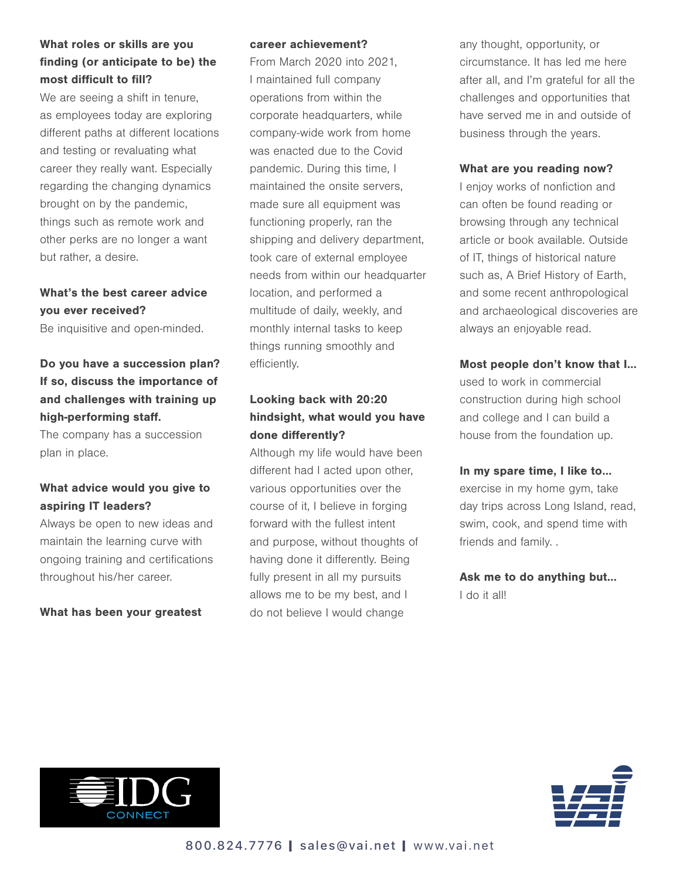**What roles or skills are you finding (or anticipate to be) the most difficult to fill?**

We are seeing a shift in tenure, as employees today are exploring different paths at different locations and testing or revaluating what career they really want. Especially regarding the changing dynamics brought on by the pandemic, things such as remote work and other perks are no longer a want but rather, a desire.

**What's the best career advice you ever received?**

Be inquisitive and open-minded.

**Do you have a succession plan? If so, discuss the importance of and challenges with training up high-performing staff.**

The company has a succession plan in place.

**What advice would you give to aspiring IT leaders?**

Always be open to new ideas and maintain the learning curve with ongoing training and certifications throughout his/her career.

**What has been your greatest career achievement?**

From March 2020 into 2021, I maintained full company operations from within the corporate headquarters, while company-wide work from home was enacted due to the Covid pandemic. During this time, I maintained the onsite servers, made sure all equipment was functioning properly, ran the shipping and delivery department, took care of external employee needs from within our headquarter location, and performed a multitude of daily, weekly, and monthly internal tasks to keep things running smoothly and efficiently.

**Looking back with 20:20 hindsight, what would you have done differently?**

Although my life would have been different had I acted upon other, various opportunities over the course of it, I believe in forging forward with the fullest intent and purpose, without thoughts of having done it differently. Being fully present in all my pursuits allows me to be my best, and I do not believe I would change any thought, opportunity, or circumstance. It has led me here after all, and I'm grateful for all the challenges and opportunities that have served me in and outside of business through the years.

**What are you reading now?**

I enjoy works of nonfiction and can often be found reading or browsing through any technical article or book available. Outside of IT, things of historical nature such as, A Brief History of Earth, and some recent anthropological and archaeological discoveries are always an enjoyable read.

**Most people don't know that I...**

used to work in commercial construction during high school and college and I can build a house from the foundation up.

**In my spare time, I like to...**

exercise in my home gym, take day trips across Long Island, read, swim, cook, and spend time with friends and family. .

**Ask me to do anything but...**

I do it all!

IDG CONNECT

800.824.7776 | sales@vai.net | www.vai.net